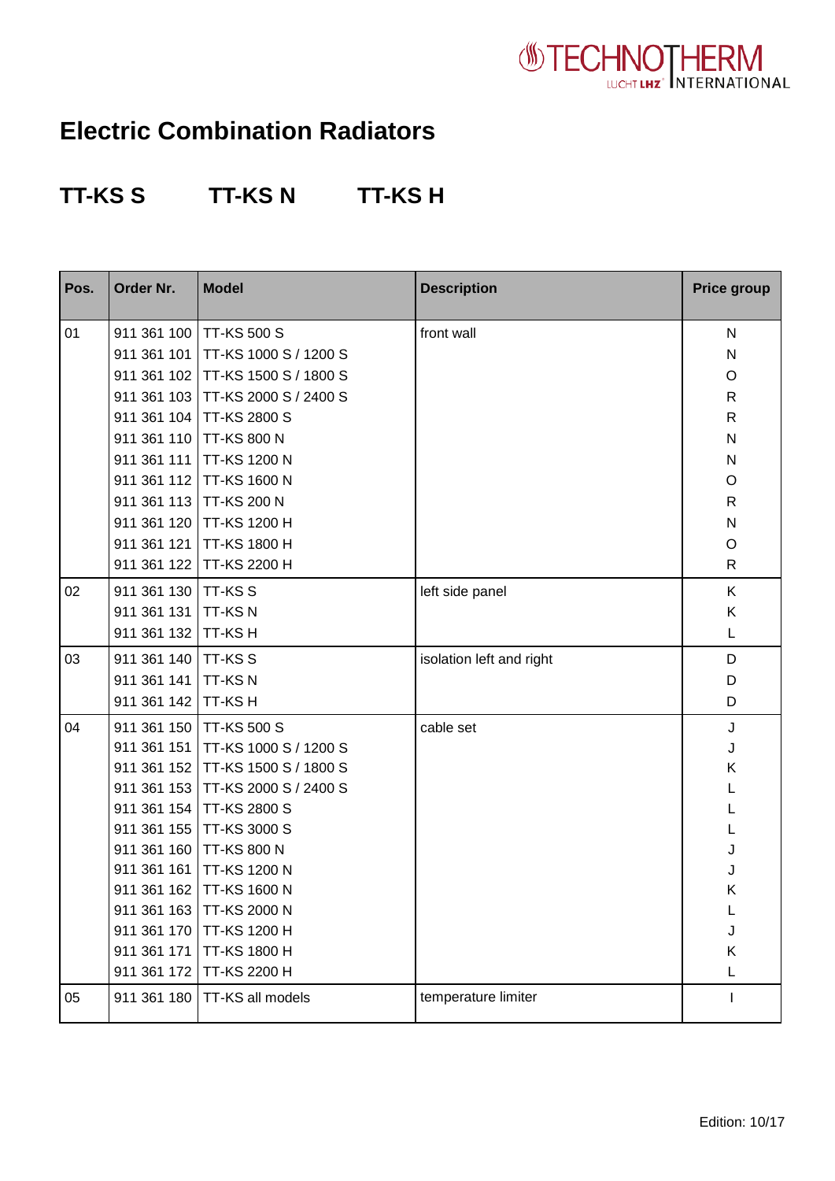# Electric Combination Radiators

## TT-KS S TT-KS N TT-KS H

| Pos. | Order Nr. | Model | Description | Price group |
|---|---|---|---|---|
| 01 | 911 361 100 | TT-KS 500 S | front wall | N |
| | 911 361 101 | TT-KS 1000 S / 1200 S | | N |
| | 911 361 102 | TT-KS 1500 S / 1800 S | | O |
| | 911 361 103 | TT-KS 2000 S / 2400 S | | R |
| | 911 361 104 | TT-KS 2800 S | | R |
| | 911 361 110 | TT-KS 800 N | | N |
| | 911 361 111 | TT-KS 1200 N | | N |
| | 911 361 112 | TT-KS 1600 N | | O |
| | 911 361 113 | TT-KS 200 N | | R |
| | 911 361 120 | TT-KS 1200 H | | N |
| | 911 361 121 | TT-KS 1800 H | | O |
| | 911 361 122 | TT-KS 2200 H | | R |
| 02 | 911 361 130 | TT-KS S | left side panel | K |
| | 911 361 131 | TT-KS N | | K |
| | 911 361 132 | TT-KS H | | L |
| 03 | 911 361 140 | TT-KS S | isolation left and right | D |
| | 911 361 141 | TT-KS N | | D |
| | 911 361 142 | TT-KS H | | D |
| 04 | 911 361 150 | TT-KS 500 S | cable set | J |
| | 911 361 151 | TT-KS 1000 S / 1200 S | | J |
| | 911 361 152 | TT-KS 1500 S / 1800 S | | K |
| | 911 361 153 | TT-KS 2000 S / 2400 S | | L |
| | 911 361 154 | TT-KS 2800 S | | L |
| | 911 361 155 | TT-KS 3000 S | | L |
| | 911 361 160 | TT-KS 800 N | | J |
| | 911 361 161 | TT-KS 1200 N | | J |
| | 911 361 162 | TT-KS 1600 N | | K |
| | 911 361 163 | TT-KS 2000 N | | L |
| | 911 361 170 | TT-KS 1200 H | | J |
| | 911 361 171 | TT-KS 1800 H | | K |
| | 911 361 172 | TT-KS 2200 H | | L |
| 05 | 911 361 180 | TT-KS all models | temperature limiter | I |

Edition: 10/17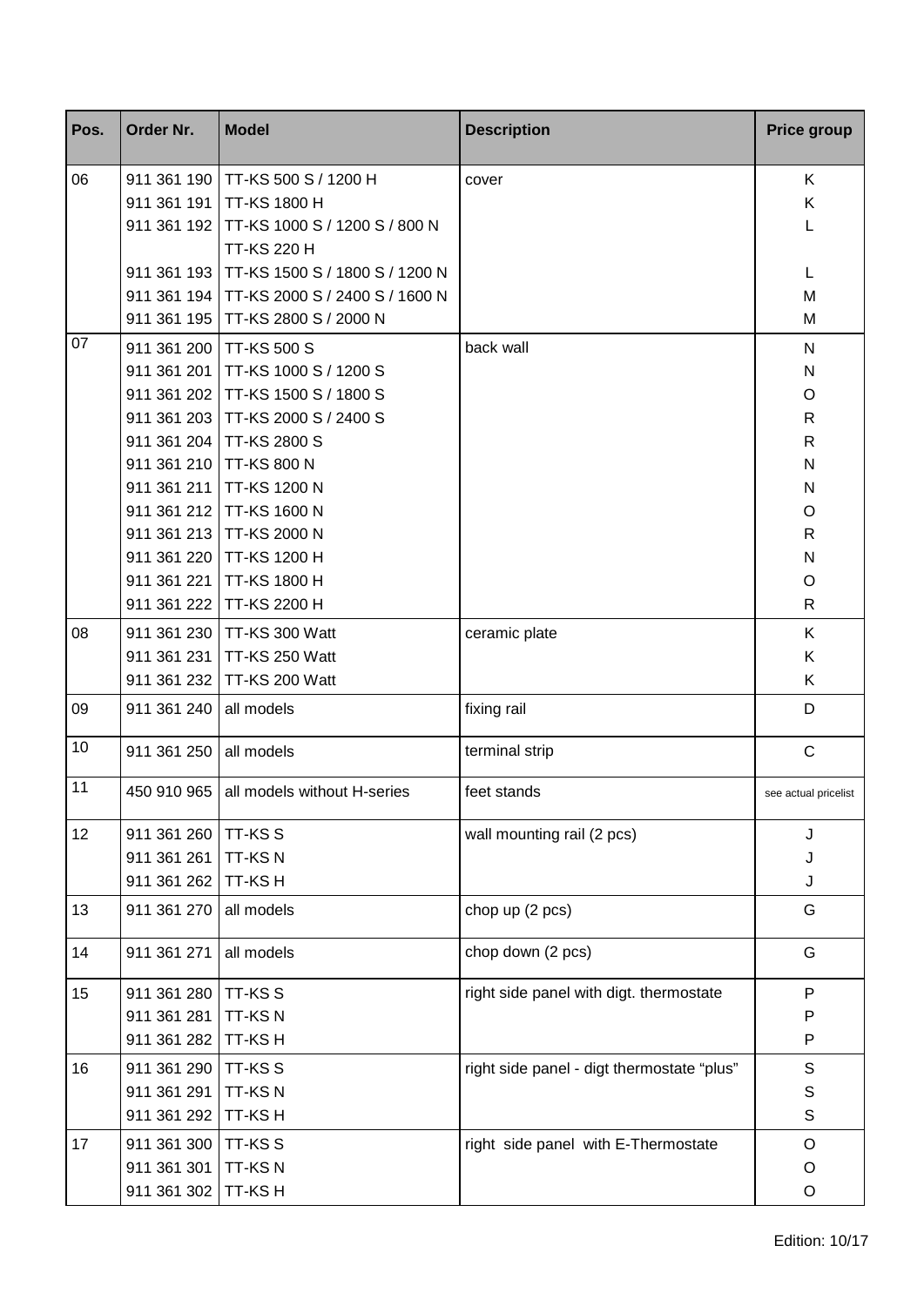| Pos. | Order Nr. | Model | Description | Price group |
|---|---|---|---|---|
| 06 | 911 361 190 | TT-KS 500 S / 1200 H | cover | K |
| | 911 361 191 | TT-KS 1800 H | | K |
| | 911 361 192 | TT-KS 1000 S / 1200 S / 800 N TT-KS 220 H | | L |
| | 911 361 193 | TT-KS 1500 S / 1800 S / 1200 N | | L |
| | 911 361 194 | TT-KS 2000 S / 2400 S / 1600 N | | M |
| | 911 361 195 | TT-KS 2800 S / 2000 N | | M |
| 07 | 911 361 200 | TT-KS 500 S | back wall | N |
| | 911 361 201 | TT-KS 1000 S / 1200 S | | N |
| | 911 361 202 | TT-KS 1500 S / 1800 S | | O |
| | 911 361 203 | TT-KS 2000 S / 2400 S | | R |
| | 911 361 204 | TT-KS 2800 S | | R |
| | 911 361 210 | TT-KS 800 N | | N |
| | 911 361 211 | TT-KS 1200 N | | N |
| | 911 361 212 | TT-KS 1600 N | | O |
| | 911 361 213 | TT-KS 2000 N | | R |
| | 911 361 220 | TT-KS 1200 H | | N |
| | 911 361 221 | TT-KS 1800 H | | O |
| | 911 361 222 | TT-KS 2200 H | | R |
| 08 | 911 361 230 | TT-KS 300 Watt | ceramic plate | K |
| | 911 361 231 | TT-KS 250 Watt | | K |
| | 911 361 232 | TT-KS 200 Watt | | K |
| 09 | 911 361 240 | all models | fixing rail | D |
| 10 | 911 361 250 | all models | terminal strip | C |
| 11 | 450 910 965 | all models without H-series | feet stands | see actual pricelist |
| 12 | 911 361 260 | TT-KS S | wall mounting rail (2 pcs) | J |
| | 911 361 261 | TT-KS N | | J |
| | 911 361 262 | TT-KS H | | J |
| 13 | 911 361 270 | all models | chop up (2 pcs) | G |
| 14 | 911 361 271 | all models | chop down (2 pcs) | G |
| 15 | 911 361 280 | TT-KS S | right side panel with digt. thermostate | P |
| | 911 361 281 | TT-KS N | | P |
| | 911 361 282 | TT-KS H | | P |
| 16 | 911 361 290 | TT-KS S | right side panel - digt thermostate "plus" | S |
| | 911 361 291 | TT-KS N | | S |
| | 911 361 292 | TT-KS H | | S |
| 17 | 911 361 300 | TT-KS S | right side panel with E-Thermostate | O |
| | 911 361 301 | TT-KS N | | O |
| | 911 361 302 | TT-KS H | | O |

Edition: 10/17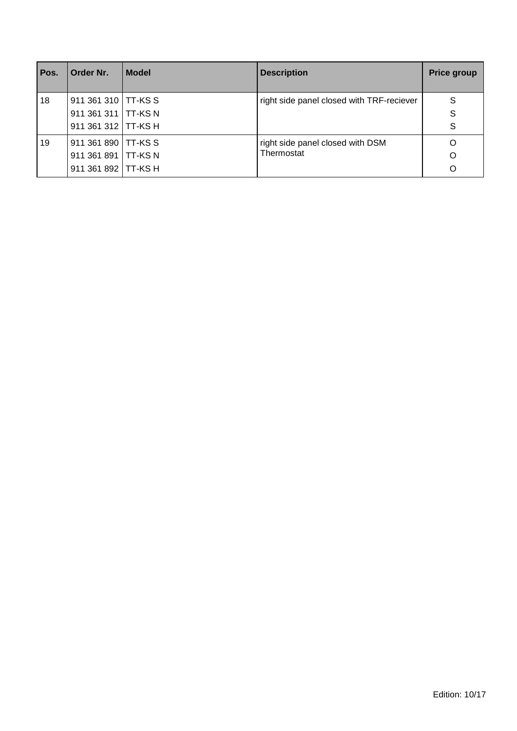| Pos. | Order Nr. | Model | Description | Price group |
|---|---|---|---|---|
| 18 | 911 361 310 | TT-KS S | right side panel closed with TRF-reciever | S |
| | 911 361 311 | TT-KS N | | S |
| | 911 361 312 | TT-KS H | | S |
| 19 | 911 361 890 | TT-KS S | right side panel closed with DSM Thermostat | O |
| | 911 361 891 | TT-KS N | | O |
| | 911 361 892 | TT-KS H | | O |

Edition: 10/17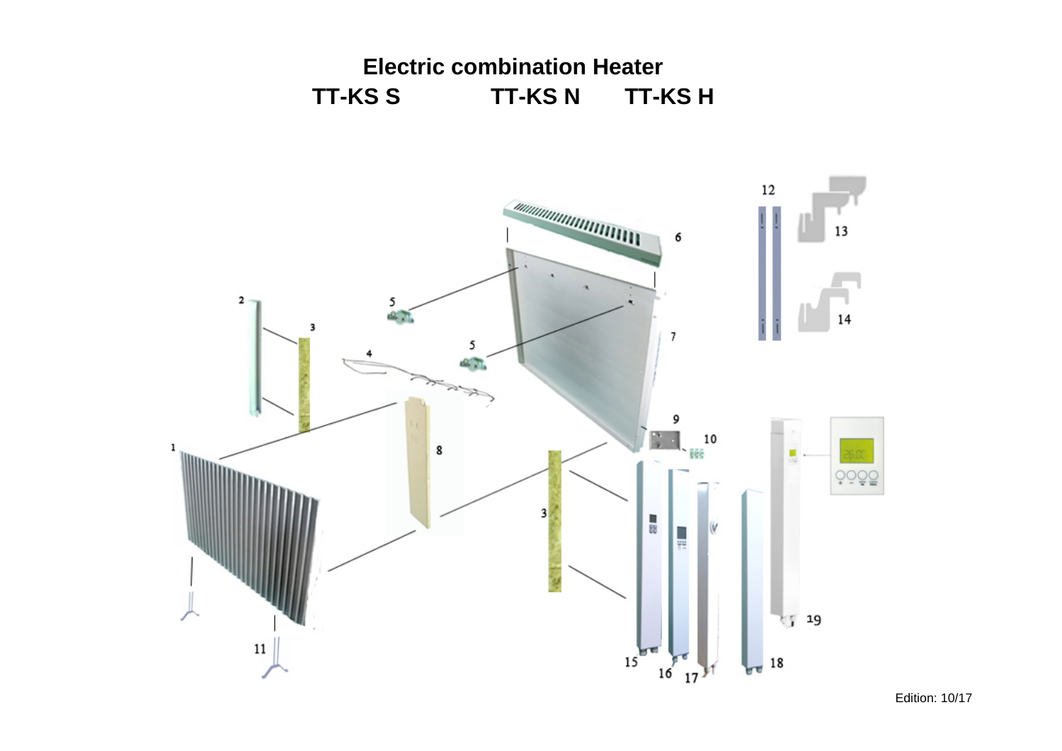# Electric combination Heater

## TT-KS S TT-KS N TT-KS H

1

2

3

4

5

5

6

7

8

3

9

10

11

12

13

14

15

16

17

18

19

26.0C

Edition: 10/17